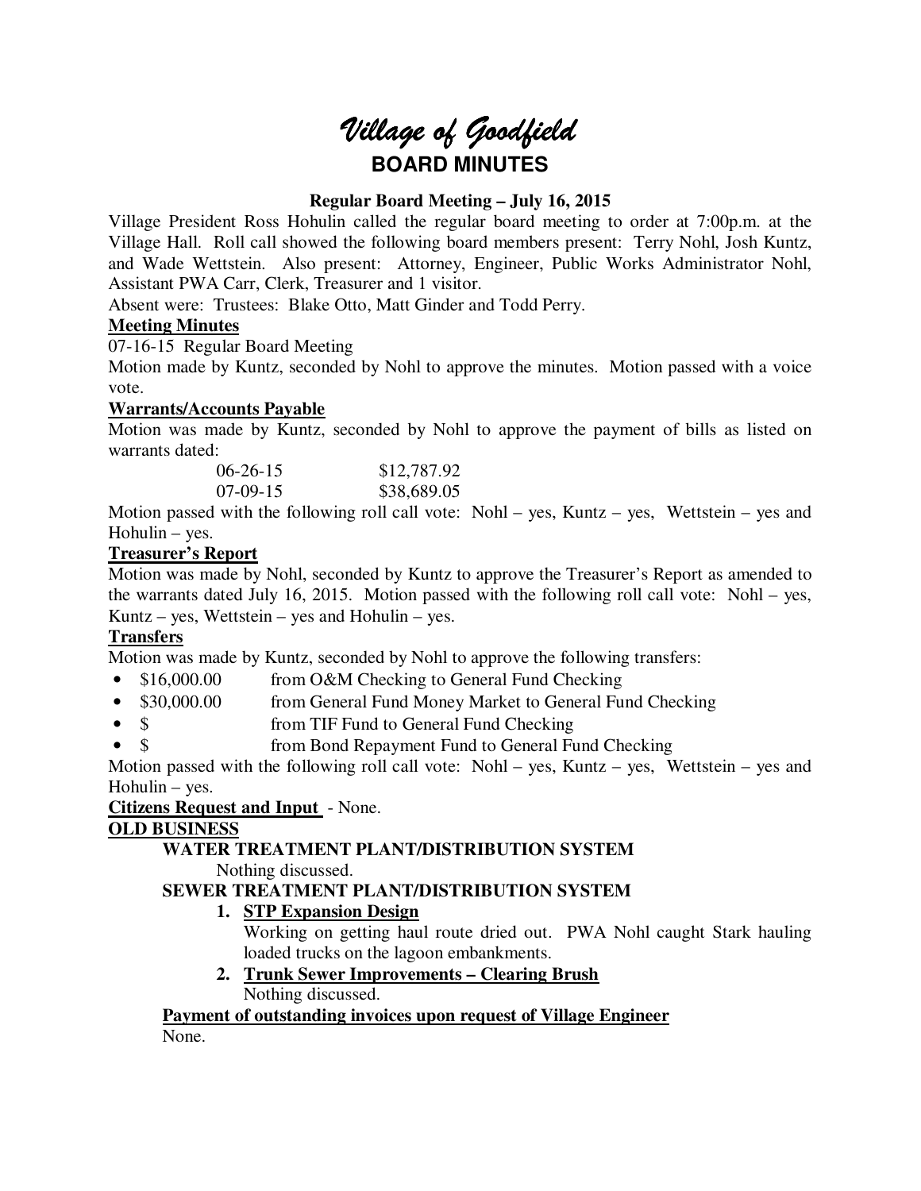# Village of Goodfield

## BOARD MINUTES

**Regular Board Meeting – July 16, 2015**

Village President Ross Hohulin called the regular board meeting to order at 7:00p.m. at the Village Hall. Roll call showed the following board members present: Terry Nohl, Josh Kuntz, and Wade Wettstein. Also present: Attorney, Engineer, Public Works Administrator Nohl, Assistant PWA Carr, Clerk, Treasurer and 1 visitor.

Absent were: Trustees: Blake Otto, Matt Ginder and Todd Perry.

**Meeting Minutes**

07-16-15 Regular Board Meeting

Motion made by Kuntz, seconded by Nohl to approve the minutes. Motion passed with a voice vote.

**Warrants/Accounts Payable**

Motion was made by Kuntz, seconded by Nohl to approve the payment of bills as listed on warrants dated:

| | |
|---|---|
| 06-26-15 | $12,787.92 |
| 07-09-15 | $38,689.05 |

Motion passed with the following roll call vote: Nohl – yes, Kuntz – yes, Wettstein – yes and Hohulin – yes.

**Treasurer's Report**

Motion was made by Nohl, seconded by Kuntz to approve the Treasurer's Report as amended to the warrants dated July 16, 2015. Motion passed with the following roll call vote: Nohl – yes, Kuntz – yes, Wettstein – yes and Hohulin – yes.

**Transfers**

Motion was made by Kuntz, seconded by Nohl to approve the following transfers:

- $16,000.00 from O&M Checking to General Fund Checking
- $30,000.00 from General Fund Money Market to General Fund Checking
- $ from TIF Fund to General Fund Checking
- $ from Bond Repayment Fund to General Fund Checking

Motion passed with the following roll call vote: Nohl – yes, Kuntz – yes, Wettstein – yes and Hohulin – yes.

**Citizens Request and Input** - None.

**OLD BUSINESS**

**WATER TREATMENT PLANT/DISTRIBUTION SYSTEM**

Nothing discussed.

**SEWER TREATMENT PLANT/DISTRIBUTION SYSTEM**

1. **STP Expansion Design**

   Working on getting haul route dried out. PWA Nohl caught Stark hauling loaded trucks on the lagoon embankments.

2. **Trunk Sewer Improvements – Clearing Brush**

   Nothing discussed.

**Payment of outstanding invoices upon request of Village Engineer**

None.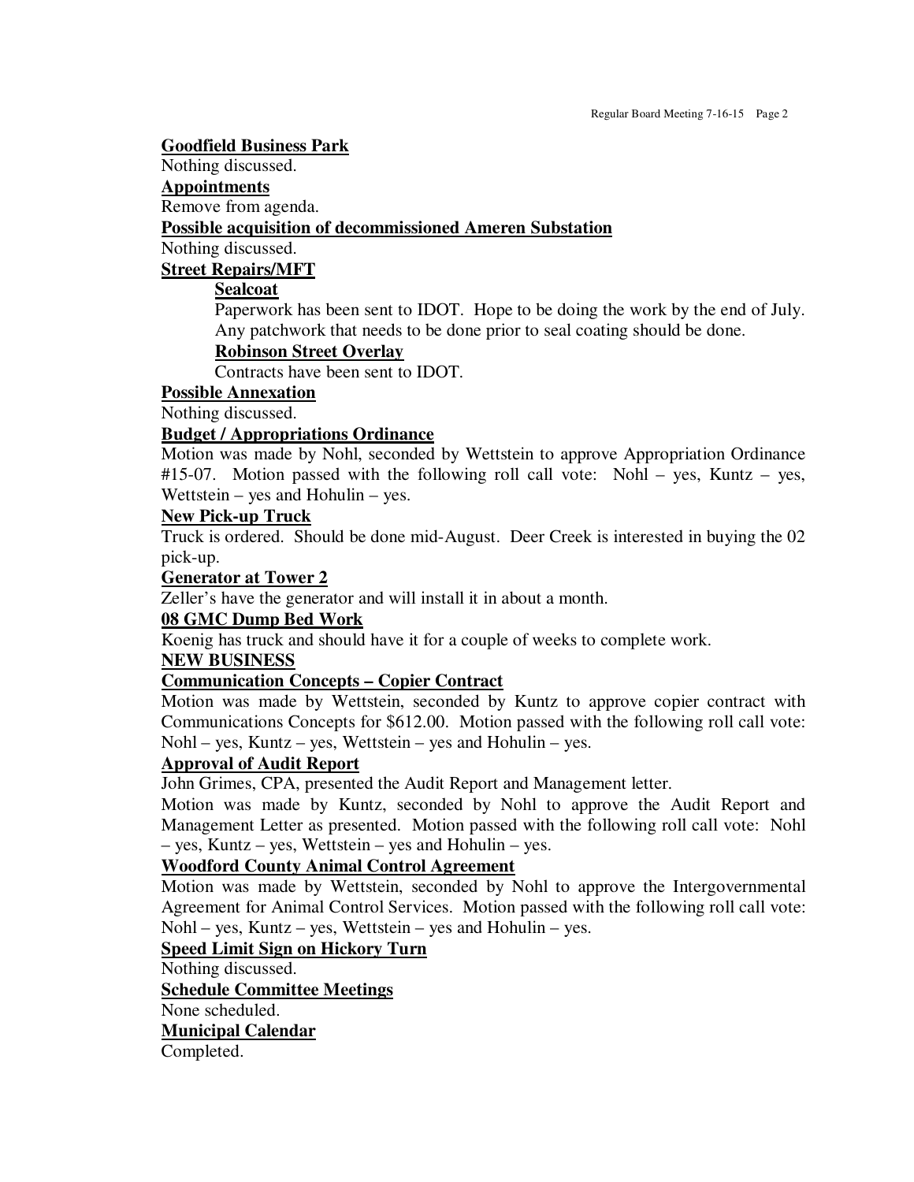**Goodfield Business Park**

Nothing discussed.

**Appointments**

Remove from agenda.

**Possible acquisition of decommissioned Ameren Substation**

Nothing discussed.

**Street Repairs/MFT**

> **Sealcoat**
>
> Paperwork has been sent to IDOT. Hope to be doing the work by the end of July. Any patchwork that needs to be done prior to seal coating should be done.
>
> **Robinson Street Overlay**
>
> Contracts have been sent to IDOT.

**Possible Annexation**

Nothing discussed.

**Budget / Appropriations Ordinance**

Motion was made by Nohl, seconded by Wettstein to approve Appropriation Ordinance #15-07. Motion passed with the following roll call vote: Nohl – yes, Kuntz – yes, Wettstein – yes and Hohulin – yes.

**New Pick-up Truck**

Truck is ordered. Should be done mid-August. Deer Creek is interested in buying the 02 pick-up.

**Generator at Tower 2**

Zeller's have the generator and will install it in about a month.

**08 GMC Dump Bed Work**

Koenig has truck and should have it for a couple of weeks to complete work.

**NEW BUSINESS**

**Communication Concepts – Copier Contract**

Motion was made by Wettstein, seconded by Kuntz to approve copier contract with Communications Concepts for $612.00. Motion passed with the following roll call vote: Nohl – yes, Kuntz – yes, Wettstein – yes and Hohulin – yes.

**Approval of Audit Report**

John Grimes, CPA, presented the Audit Report and Management letter.

Motion was made by Kuntz, seconded by Nohl to approve the Audit Report and Management Letter as presented. Motion passed with the following roll call vote: Nohl – yes, Kuntz – yes, Wettstein – yes and Hohulin – yes.

**Woodford County Animal Control Agreement**

Motion was made by Wettstein, seconded by Nohl to approve the Intergovernmental Agreement for Animal Control Services. Motion passed with the following roll call vote: Nohl – yes, Kuntz – yes, Wettstein – yes and Hohulin – yes.

**Speed Limit Sign on Hickory Turn**

Nothing discussed.

**Schedule Committee Meetings**

None scheduled.

**Municipal Calendar**

Completed.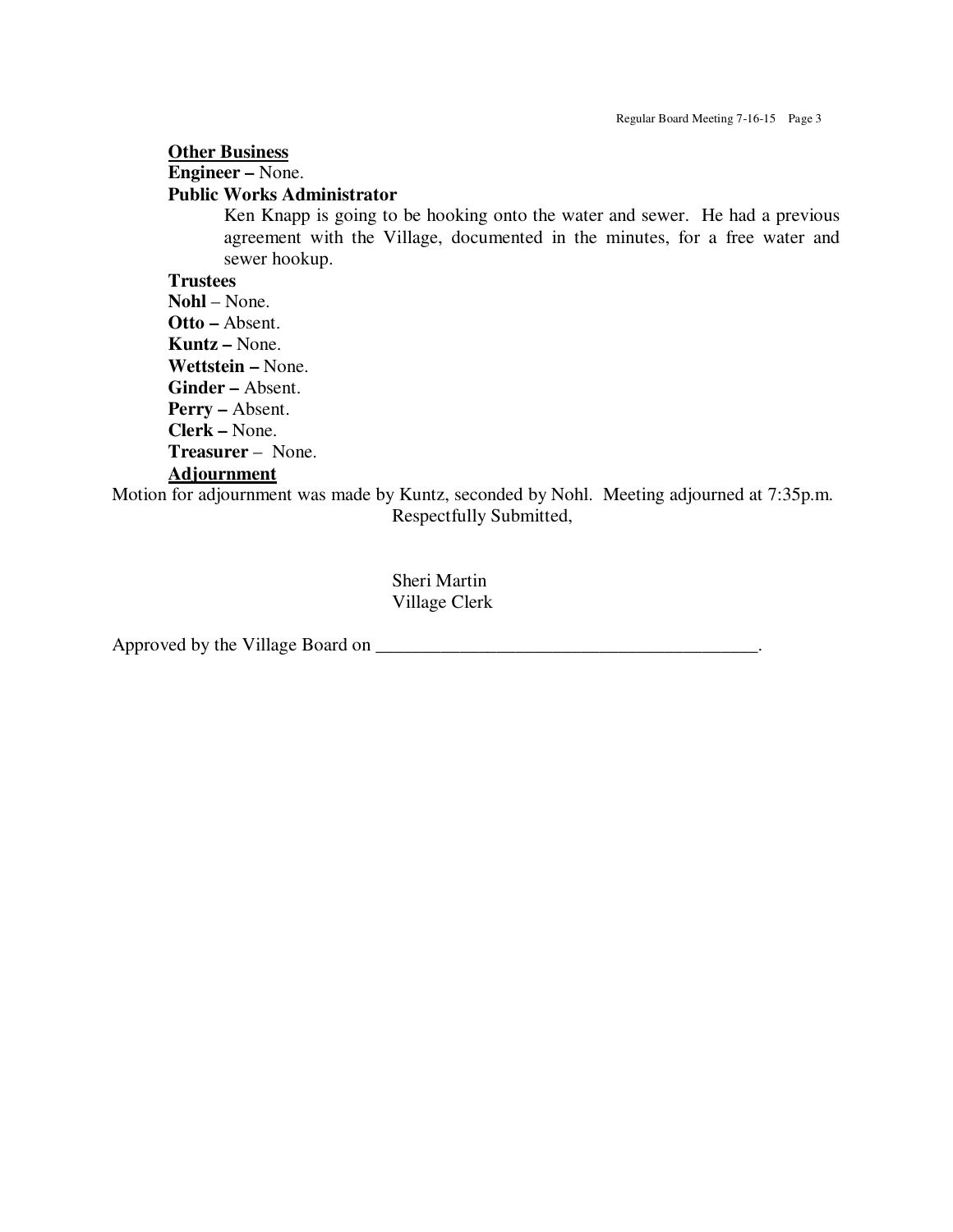**Other Business**

**Engineer –** None.

**Public Works Administrator**

Ken Knapp is going to be hooking onto the water and sewer. He had a previous agreement with the Village, documented in the minutes, for a free water and sewer hookup.

**Trustees**

**Nohl** – None.

**Otto –** Absent.

**Kuntz –** None.

**Wettstein –** None.

**Ginder –** Absent.

**Perry –** Absent.

**Clerk –** None.

**Treasurer** – None.

**Adjournment**

Motion for adjournment was made by Kuntz, seconded by Nohl. Meeting adjourned at 7:35p.m.

Respectfully Submitted,

Sheri Martin
Village Clerk

Approved by the Village Board on ________________________________________.